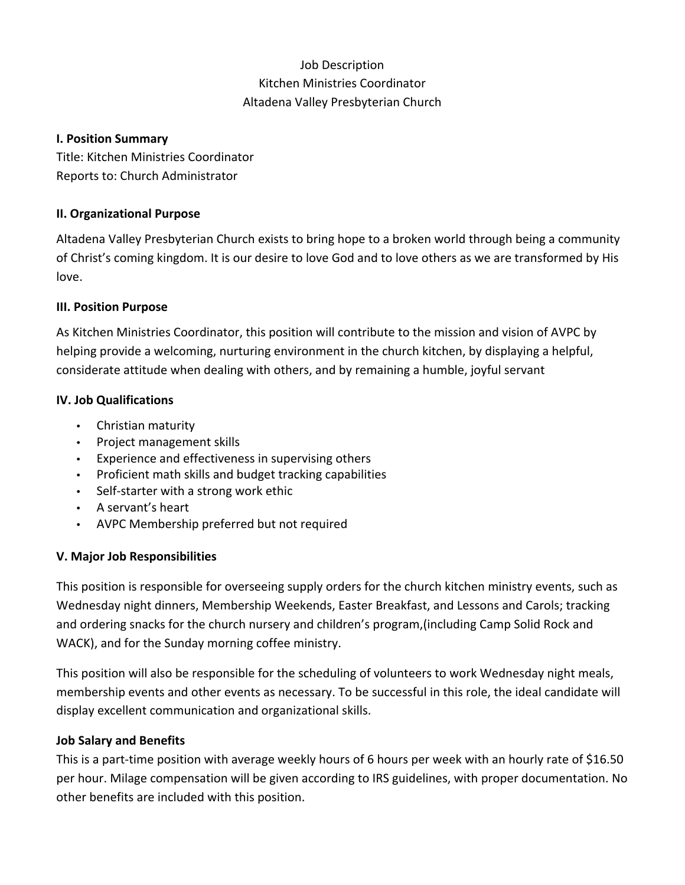Job Description

Kitchen Ministries Coordinator

Altadena Valley Presbyterian Church

**I. Position Summary**

Title: Kitchen Ministries Coordinator

Reports to: Church Administrator

**II. Organizational Purpose**

Altadena Valley Presbyterian Church exists to bring hope to a broken world through being a community of Christ's coming kingdom. It is our desire to love God and to love others as we are transformed by His love.

**III. Position Purpose**

As Kitchen Ministries Coordinator, this position will contribute to the mission and vision of AVPC by helping provide a welcoming, nurturing environment in the church kitchen, by displaying a helpful, considerate attitude when dealing with others, and by remaining a humble, joyful servant

**IV. Job Qualifications**

- Christian maturity
- Project management skills
- Experience and effectiveness in supervising others
- Proficient math skills and budget tracking capabilities
- Self-starter with a strong work ethic
- A servant's heart
- AVPC Membership preferred but not required

**V. Major Job Responsibilities**

This position is responsible for overseeing supply orders for the church kitchen ministry events, such as Wednesday night dinners, Membership Weekends, Easter Breakfast, and Lessons and Carols; tracking and ordering snacks for the church nursery and children's program,(including Camp Solid Rock and WACK), and for the Sunday morning coffee ministry.

This position will also be responsible for the scheduling of volunteers to work Wednesday night meals, membership events and other events as necessary. To be successful in this role, the ideal candidate will display excellent communication and organizational skills.

**Job Salary and Benefits**

This is a part-time position with average weekly hours of 6 hours per week with an hourly rate of $16.50 per hour. Milage compensation will be given according to IRS guidelines, with proper documentation. No other benefits are included with this position.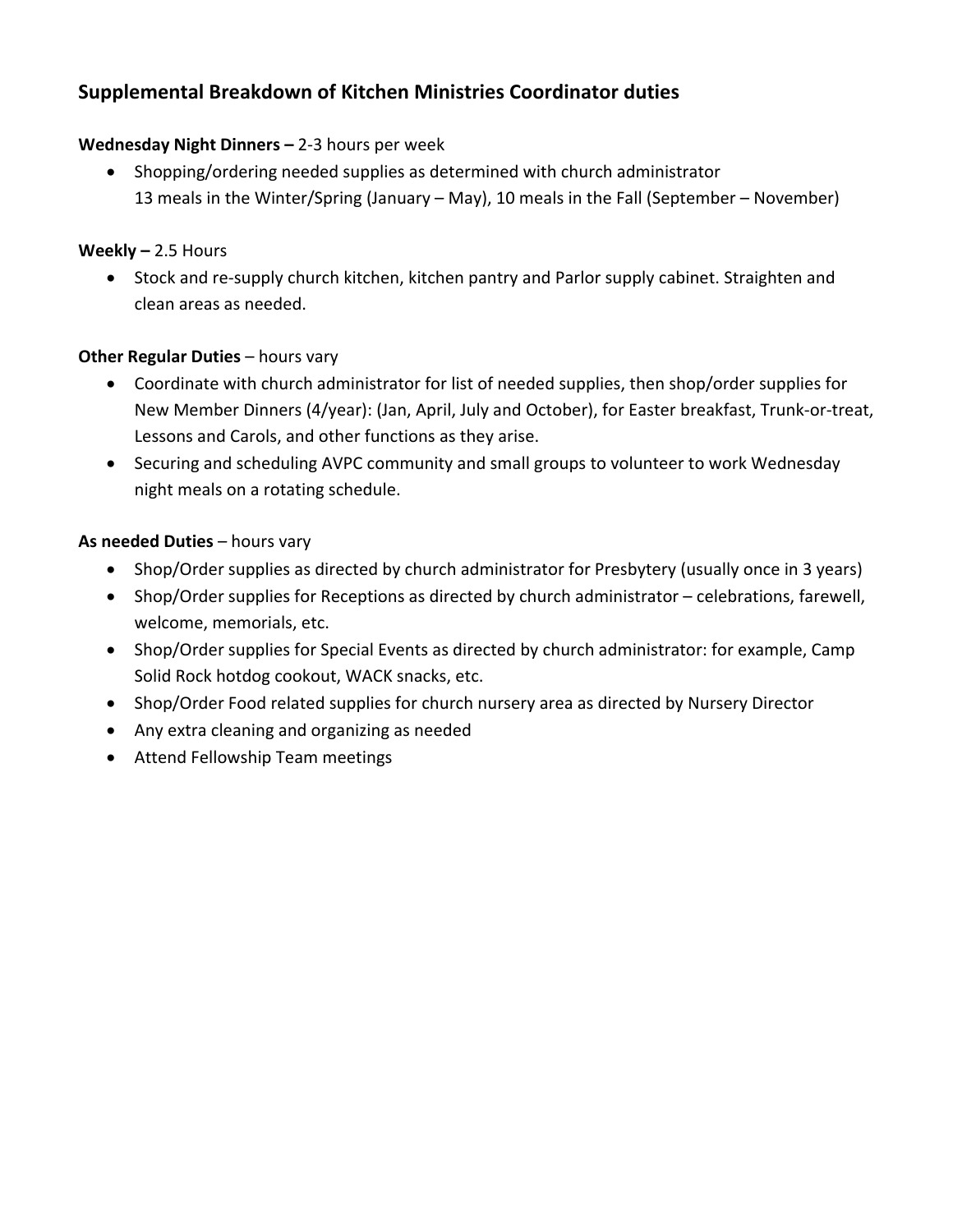## Supplemental Breakdown of Kitchen Ministries Coordinator duties

**Wednesday Night Dinners –** 2-3 hours per week

- Shopping/ordering needed supplies as determined with church administrator
  13 meals in the Winter/Spring (January – May), 10 meals in the Fall (September – November)

**Weekly –** 2.5 Hours

- Stock and re-supply church kitchen, kitchen pantry and Parlor supply cabinet. Straighten and clean areas as needed.

**Other Regular Duties** – hours vary

- Coordinate with church administrator for list of needed supplies, then shop/order supplies for New Member Dinners (4/year): (Jan, April, July and October), for Easter breakfast, Trunk-or-treat, Lessons and Carols, and other functions as they arise.
- Securing and scheduling AVPC community and small groups to volunteer to work Wednesday night meals on a rotating schedule.

**As needed Duties** – hours vary

- Shop/Order supplies as directed by church administrator for Presbytery (usually once in 3 years)
- Shop/Order supplies for Receptions as directed by church administrator – celebrations, farewell, welcome, memorials, etc.
- Shop/Order supplies for Special Events as directed by church administrator: for example, Camp Solid Rock hotdog cookout, WACK snacks, etc.
- Shop/Order Food related supplies for church nursery area as directed by Nursery Director
- Any extra cleaning and organizing as needed
- Attend Fellowship Team meetings